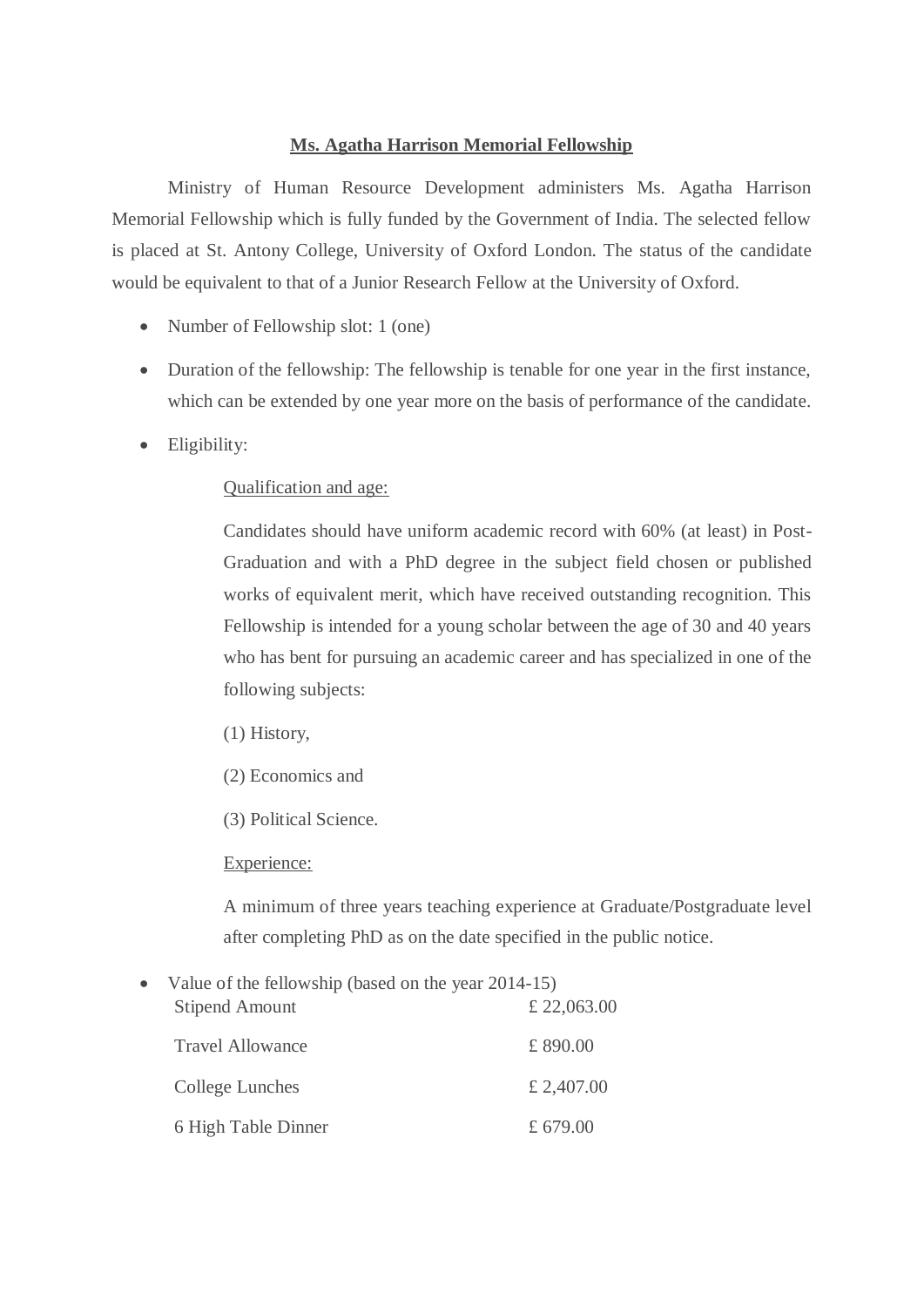**<u>Ms. Agatha Harrison Memorial Fellowship</u>**

Ministry of Human Resource Development administers Ms. Agatha Harrison Memorial Fellowship which is fully funded by the Government of India. The selected fellow is placed at St. Antony College, University of Oxford London. The status of the candidate would be equivalent to that of a Junior Research Fellow at the University of Oxford.

- Number of Fellowship slot: 1 (one)
- Duration of the fellowship: The fellowship is tenable for one year in the first instance, which can be extended by one year more on the basis of performance of the candidate.
- Eligibility:

  <u>Qualification and age:</u>

  Candidates should have uniform academic record with 60% (at least) in Post-Graduation and with a PhD degree in the subject field chosen or published works of equivalent merit, which have received outstanding recognition. This Fellowship is intended for a young scholar between the age of 30 and 40 years who has bent for pursuing an academic career and has specialized in one of the following subjects:

  (1) History,

  (2) Economics and

  (3) Political Science.

  <u>Experience:</u>

  A minimum of three years teaching experience at Graduate/Postgraduate level after completing PhD as on the date specified in the public notice.

- Value of the fellowship (based on the year 2014-15)

| | |
|---|---|
| Stipend Amount | £ 22,063.00 |
| Travel Allowance | £ 890.00 |
| College Lunches | £ 2,407.00 |
| 6 High Table Dinner | £ 679.00 |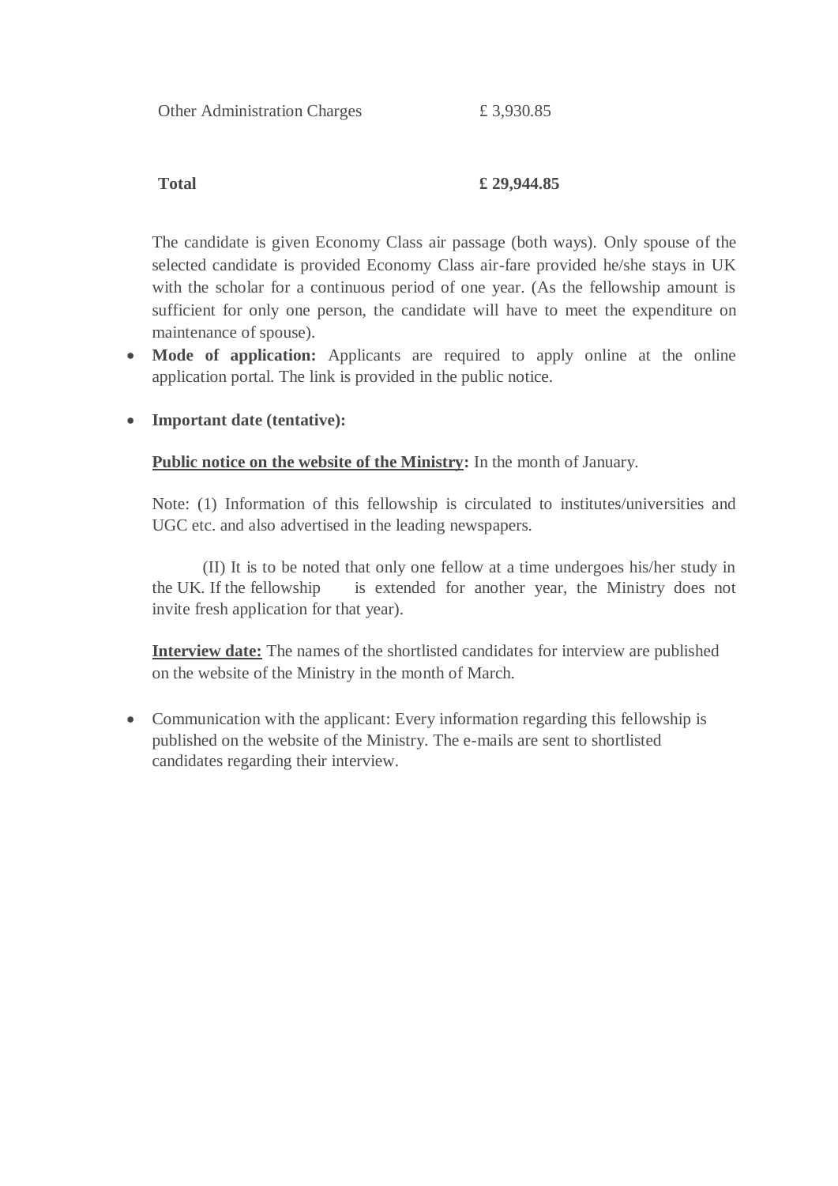| | |
|---|---|
| Other Administration Charges | £ 3,930.85 |
| **Total** | **£ 29,944.85** |

The candidate is given Economy Class air passage (both ways). Only spouse of the selected candidate is provided Economy Class air-fare provided he/she stays in UK with the scholar for a continuous period of one year. (As the fellowship amount is sufficient for only one person, the candidate will have to meet the expenditure on maintenance of spouse).

- **Mode of application:** Applicants are required to apply online at the online application portal. The link is provided in the public notice.

- **Important date (tentative):**

  **Public notice on the website of the Ministry:** In the month of January.

  Note: (1) Information of this fellowship is circulated to institutes/universities and UGC etc. and also advertised in the leading newspapers.

  (II) It is to be noted that only one fellow at a time undergoes his/her study in the UK. If the fellowship is extended for another year, the Ministry does not invite fresh application for that year).

  **Interview date:** The names of the shortlisted candidates for interview are published on the website of the Ministry in the month of March.

- Communication with the applicant: Every information regarding this fellowship is published on the website of the Ministry. The e-mails are sent to shortlisted candidates regarding their interview.